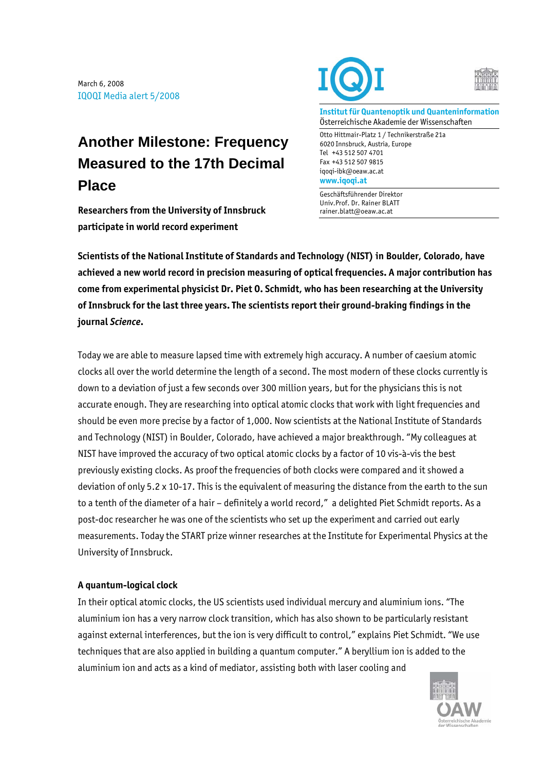March 6, 2008
IQOQI Media alert 5/2008

Institut für Quantenoptik und Quanteninformation
Österreichische Akademie der Wissenschaften

Otto Hittmair-Platz 1 / Technikerstraße 21a
6020 Innsbruck, Austria, Europe
Tel +43 512 507 4701
Fax +43 512 507 9815
iqoqi-ibk@oeaw.ac.at
www.iqoqi.at

Geschäftsführender Direktor
Univ.Prof. Dr. Rainer BLATT
rainer.blatt@oeaw.ac.at

# Another Milestone: Frequency Measured to the 17th Decimal Place

**Researchers from the University of Innsbruck participate in world record experiment**

**Scientists of the National Institute of Standards and Technology (NIST) in Boulder, Colorado, have achieved a new world record in precision measuring of optical frequencies. A major contribution has come from experimental physicist Dr. Piet O. Schmidt, who has been researching at the University of Innsbruck for the last three years. The scientists report their ground-braking findings in the journal *Science*.**

Today we are able to measure lapsed time with extremely high accuracy. A number of caesium atomic clocks all over the world determine the length of a second. The most modern of these clocks currently is down to a deviation of just a few seconds over 300 million years, but for the physicians this is not accurate enough. They are researching into optical atomic clocks that work with light frequencies and should be even more precise by a factor of 1,000. Now scientists at the National Institute of Standards and Technology (NIST) in Boulder, Colorado, have achieved a major breakthrough. "My colleagues at NIST have improved the accuracy of two optical atomic clocks by a factor of 10 vis-à-vis the best previously existing clocks. As proof the frequencies of both clocks were compared and it showed a deviation of only 5.2 x 10-17. This is the equivalent of measuring the distance from the earth to the sun to a tenth of the diameter of a hair – definitely a world record," a delighted Piet Schmidt reports. As a post-doc researcher he was one of the scientists who set up the experiment and carried out early measurements. Today the START prize winner researches at the Institute for Experimental Physics at the University of Innsbruck.

### A quantum-logical clock

In their optical atomic clocks, the US scientists used individual mercury and aluminium ions. "The aluminium ion has a very narrow clock transition, which has also shown to be particularly resistant against external interferences, but the ion is very difficult to control," explains Piet Schmidt. "We use techniques that are also applied in building a quantum computer." A beryllium ion is added to the aluminium ion and acts as a kind of mediator, assisting both with laser cooling and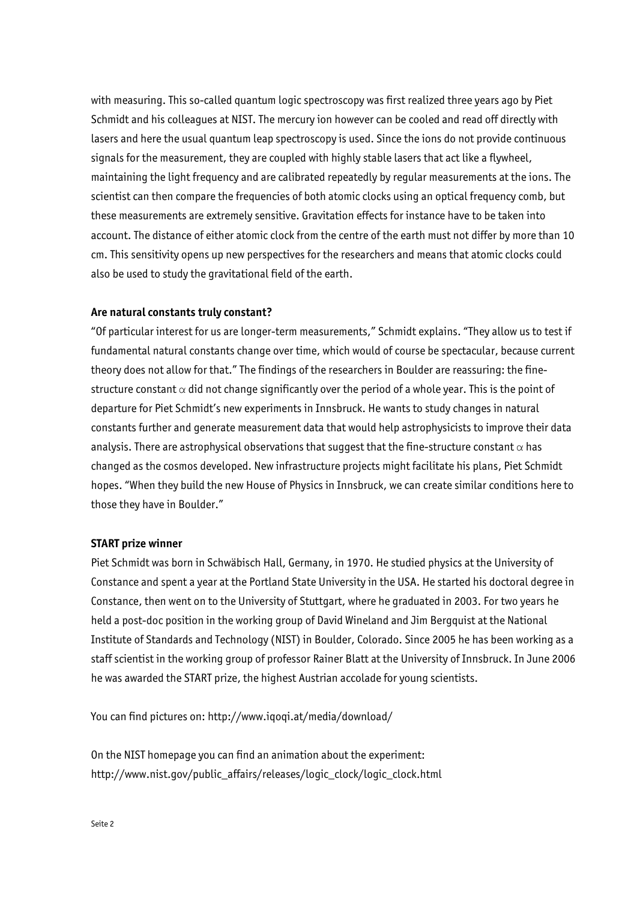with measuring. This so-called quantum logic spectroscopy was first realized three years ago by Piet Schmidt and his colleagues at NIST. The mercury ion however can be cooled and read off directly with lasers and here the usual quantum leap spectroscopy is used. Since the ions do not provide continuous signals for the measurement, they are coupled with highly stable lasers that act like a flywheel, maintaining the light frequency and are calibrated repeatedly by regular measurements at the ions. The scientist can then compare the frequencies of both atomic clocks using an optical frequency comb, but these measurements are extremely sensitive. Gravitation effects for instance have to be taken into account. The distance of either atomic clock from the centre of the earth must not differ by more than 10 cm. This sensitivity opens up new perspectives for the researchers and means that atomic clocks could also be used to study the gravitational field of the earth.

**Are natural constants truly constant?**

"Of particular interest for us are longer-term measurements," Schmidt explains. "They allow us to test if fundamental natural constants change over time, which would of course be spectacular, because current theory does not allow for that." The findings of the researchers in Boulder are reassuring: the fine-structure constant $\alpha$ did not change significantly over the period of a whole year. This is the point of departure for Piet Schmidt's new experiments in Innsbruck. He wants to study changes in natural constants further and generate measurement data that would help astrophysicists to improve their data analysis. There are astrophysical observations that suggest that the fine-structure constant $\alpha$ has changed as the cosmos developed. New infrastructure projects might facilitate his plans, Piet Schmidt hopes. "When they build the new House of Physics in Innsbruck, we can create similar conditions here to those they have in Boulder."

**START prize winner**

Piet Schmidt was born in Schwäbisch Hall, Germany, in 1970. He studied physics at the University of Constance and spent a year at the Portland State University in the USA. He started his doctoral degree in Constance, then went on to the University of Stuttgart, where he graduated in 2003. For two years he held a post-doc position in the working group of David Wineland and Jim Bergquist at the National Institute of Standards and Technology (NIST) in Boulder, Colorado. Since 2005 he has been working as a staff scientist in the working group of professor Rainer Blatt at the University of Innsbruck. In June 2006 he was awarded the START prize, the highest Austrian accolade for young scientists.

You can find pictures on: http://www.iqoqi.at/media/download/

On the NIST homepage you can find an animation about the experiment:
http://www.nist.gov/public_affairs/releases/logic_clock/logic_clock.html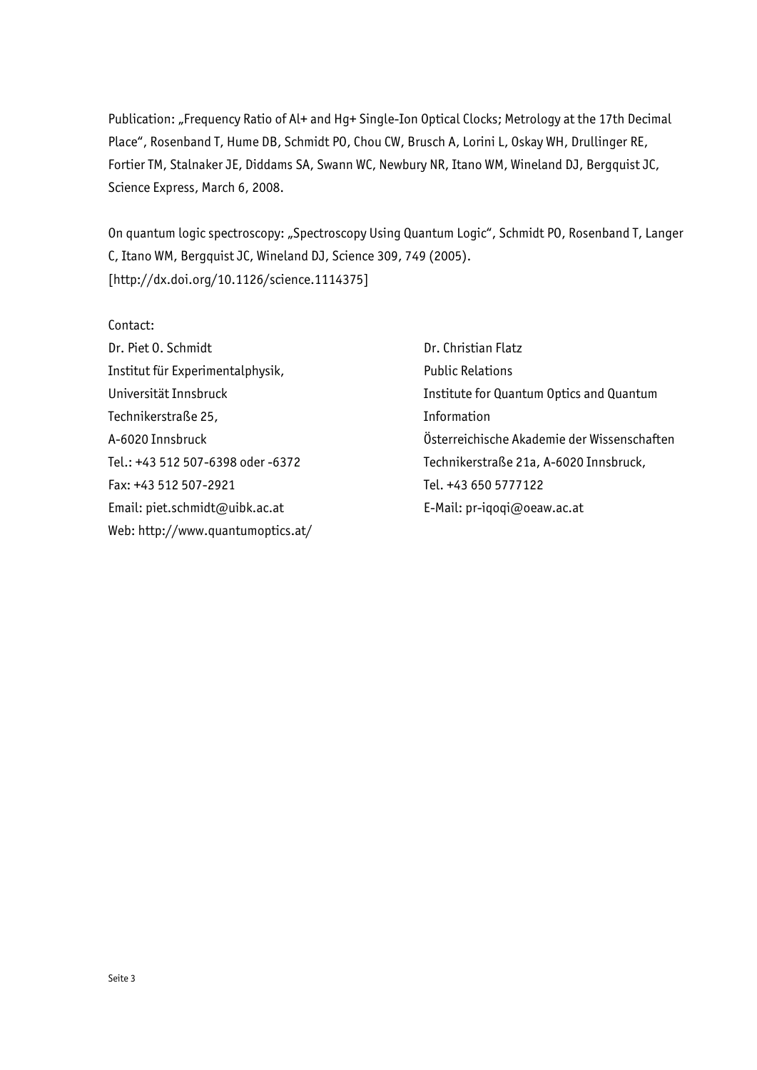Publication: „Frequency Ratio of Al+ and Hg+ Single-Ion Optical Clocks; Metrology at the 17th Decimal Place“, Rosenband T, Hume DB, Schmidt PO, Chou CW, Brusch A, Lorini L, Oskay WH, Drullinger RE, Fortier TM, Stalnaker JE, Diddams SA, Swann WC, Newbury NR, Itano WM, Wineland DJ, Bergquist JC, Science Express, March 6, 2008.

On quantum logic spectroscopy: „Spectroscopy Using Quantum Logic“, Schmidt PO, Rosenband T, Langer C, Itano WM, Bergquist JC, Wineland DJ, Science 309, 749 (2005). [http://dx.doi.org/10.1126/science.1114375]

Contact:

Dr. Piet O. Schmidt
Institut für Experimentalphysik,
Universität Innsbruck
Technikerstraße 25,
A-6020 Innsbruck
Tel.: +43 512 507-6398 oder -6372
Fax: +43 512 507-2921
Email: piet.schmidt@uibk.ac.at
Web: http://www.quantumoptics.at/

Dr. Christian Flatz
Public Relations
Institute for Quantum Optics and Quantum Information
Österreichische Akademie der Wissenschaften
Technikerstraße 21a, A-6020 Innsbruck,
Tel. +43 650 5777122
E-Mail: pr-iqoqi@oeaw.ac.at